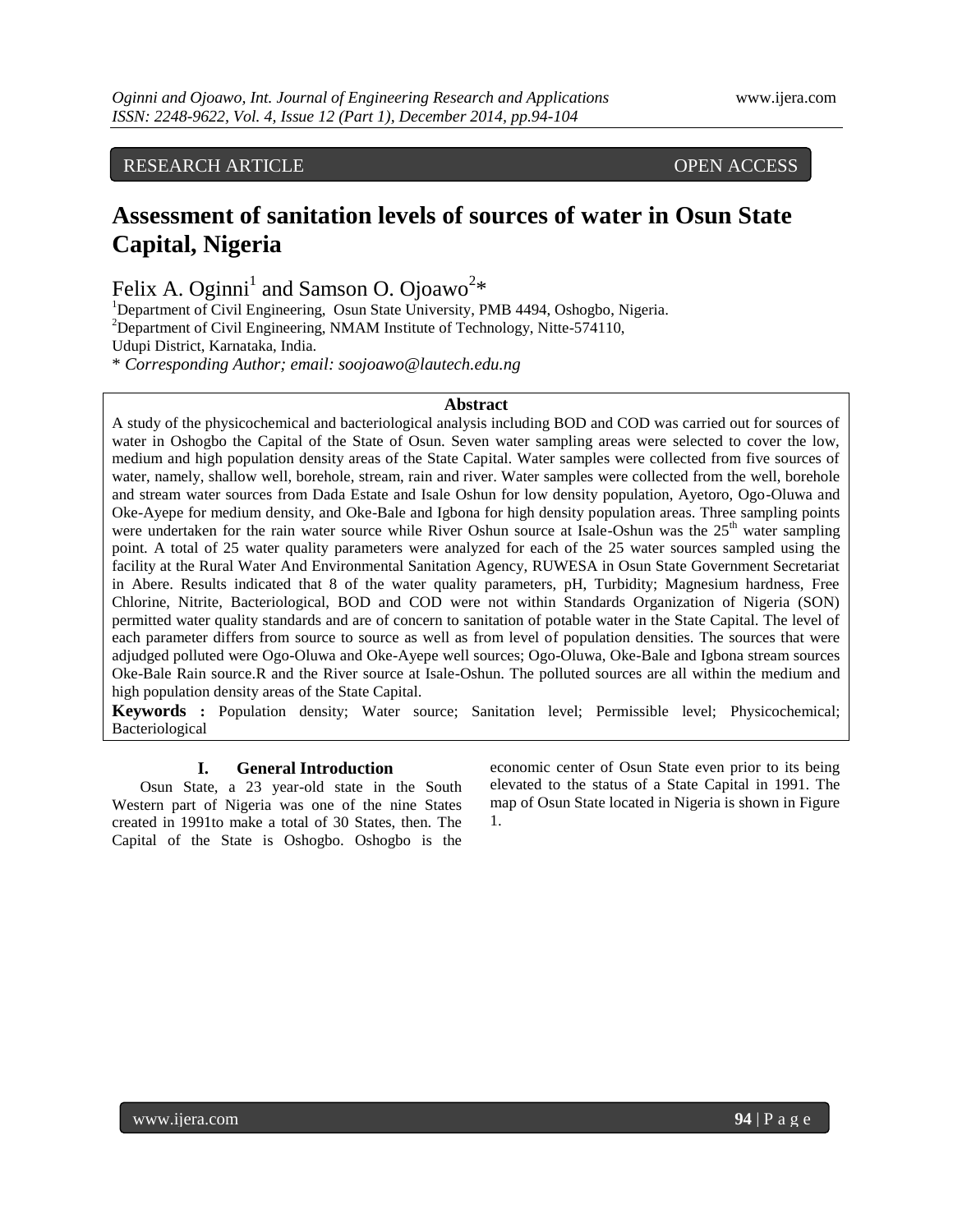RESEARCH ARTICLE OPEN ACCESS

# Assessment of sanitation levels of sources of water in Osun State Capital, Nigeria

Felix A. Oginni[1] and Samson O. Ojoawo[2]*

[1]Department of Civil Engineering, Osun State University, PMB 4494, Oshogbo, Nigeria.
[2]Department of Civil Engineering, NMAM Institute of Technology, Nitte-574110, Udupi District, Karnataka, India.
* *Corresponding Author; email: soojoawo@lautech.edu.ng*

## Abstract

A study of the physicochemical and bacteriological analysis including BOD and COD was carried out for sources of water in Oshogbo the Capital of the State of Osun. Seven water sampling areas were selected to cover the low, medium and high population density areas of the State Capital. Water samples were collected from five sources of water, namely, shallow well, borehole, stream, rain and river. Water samples were collected from the well, borehole and stream water sources from Dada Estate and Isale Oshun for low density population, Ayetoro, Ogo-Oluwa and Oke-Ayepe for medium density, and Oke-Bale and Igbona for high density population areas. Three sampling points were undertaken for the rain water source while River Oshun source at Isale-Oshun was the 25[th] water sampling point. A total of 25 water quality parameters were analyzed for each of the 25 water sources sampled using the facility at the Rural Water And Environmental Sanitation Agency, RUWESA in Osun State Government Secretariat in Abere. Results indicated that 8 of the water quality parameters, pH, Turbidity; Magnesium hardness, Free Chlorine, Nitrite, Bacteriological, BOD and COD were not within Standards Organization of Nigeria (SON) permitted water quality standards and are of concern to sanitation of potable water in the State Capital. The level of each parameter differs from source to source as well as from level of population densities. The sources that were adjudged polluted were Ogo-Oluwa and Oke-Ayepe well sources; Ogo-Oluwa, Oke-Bale and Igbona stream sources Oke-Bale Rain source.R and the River source at Isale-Oshun. The polluted sources are all within the medium and high population density areas of the State Capital.

**Keywords :** Population density; Water source; Sanitation level; Permissible level; Physicochemical; Bacteriological

## I. General Introduction

Osun State, a 23 year-old state in the South Western part of Nigeria was one of the nine States created in 1991to make a total of 30 States, then. The Capital of the State is Oshogbo. Oshogbo is the economic center of Osun State even prior to its being elevated to the status of a State Capital in 1991. The map of Osun State located in Nigeria is shown in Figure 1.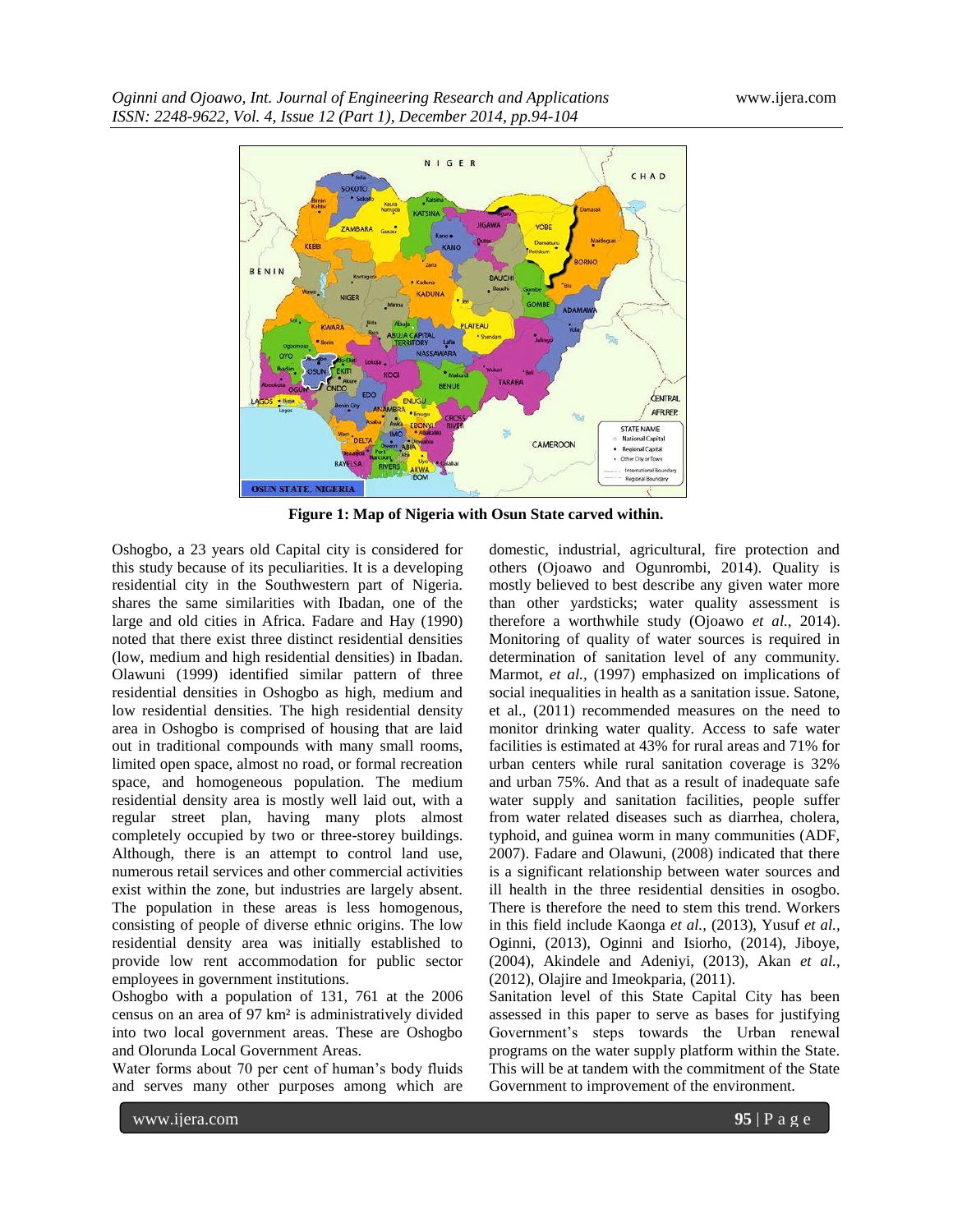**Figure 1: Map of Nigeria with Osun State carved within.**

Oshogbo, a 23 years old Capital city is considered for this study because of its peculiarities. It is a developing residential city in the Southwestern part of Nigeria. shares the same similarities with Ibadan, one of the large and old cities in Africa. Fadare and Hay (1990) noted that there exist three distinct residential densities (low, medium and high residential densities) in Ibadan. Olawuni (1999) identified similar pattern of three residential densities in Oshogbo as high, medium and low residential densities. The high residential density area in Oshogbo is comprised of housing that are laid out in traditional compounds with many small rooms, limited open space, almost no road, or formal recreation space, and homogeneous population. The medium residential density area is mostly well laid out, with a regular street plan, having many plots almost completely occupied by two or three-storey buildings. Although, there is an attempt to control land use, numerous retail services and other commercial activities exist within the zone, but industries are largely absent. The population in these areas is less homogenous, consisting of people of diverse ethnic origins. The low residential density area was initially established to provide low rent accommodation for public sector employees in government institutions.

Oshogbo with a population of 131, 761 at the 2006 census on an area of 97 km² is administratively divided into two local government areas. These are Oshogbo and Olorunda Local Government Areas.

Water forms about 70 per cent of human's body fluids and serves many other purposes among which are domestic, industrial, agricultural, fire protection and others (Ojoawo and Ogunrombi, 2014). Quality is mostly believed to best describe any given water more than other yardsticks; water quality assessment is therefore a worthwhile study (Ojoawo *et al.*, 2014). Monitoring of quality of water sources is required in determination of sanitation level of any community. Marmot, *et al.*, (1997) emphasized on implications of social inequalities in health as a sanitation issue. Satone, et al., (2011) recommended measures on the need to monitor drinking water quality. Access to safe water facilities is estimated at 43% for rural areas and 71% for urban centers while rural sanitation coverage is 32% and urban 75%. And that as a result of inadequate safe water supply and sanitation facilities, people suffer from water related diseases such as diarrhea, cholera, typhoid, and guinea worm in many communities (ADF, 2007). Fadare and Olawuni, (2008) indicated that there is a significant relationship between water sources and ill health in the three residential densities in osogbo. There is therefore the need to stem this trend. Workers in this field include Kaonga *et al.*, (2013), Yusuf *et al.*, Oginni, (2013), Oginni and Isiorho, (2014), Jiboye, (2004), Akindele and Adeniyi, (2013), Akan *et al.*, (2012), Olajire and Imeokparia, (2011).

Sanitation level of this State Capital City has been assessed in this paper to serve as bases for justifying Government's steps towards the Urban renewal programs on the water supply platform within the State. This will be at tandem with the commitment of the State Government to improvement of the environment.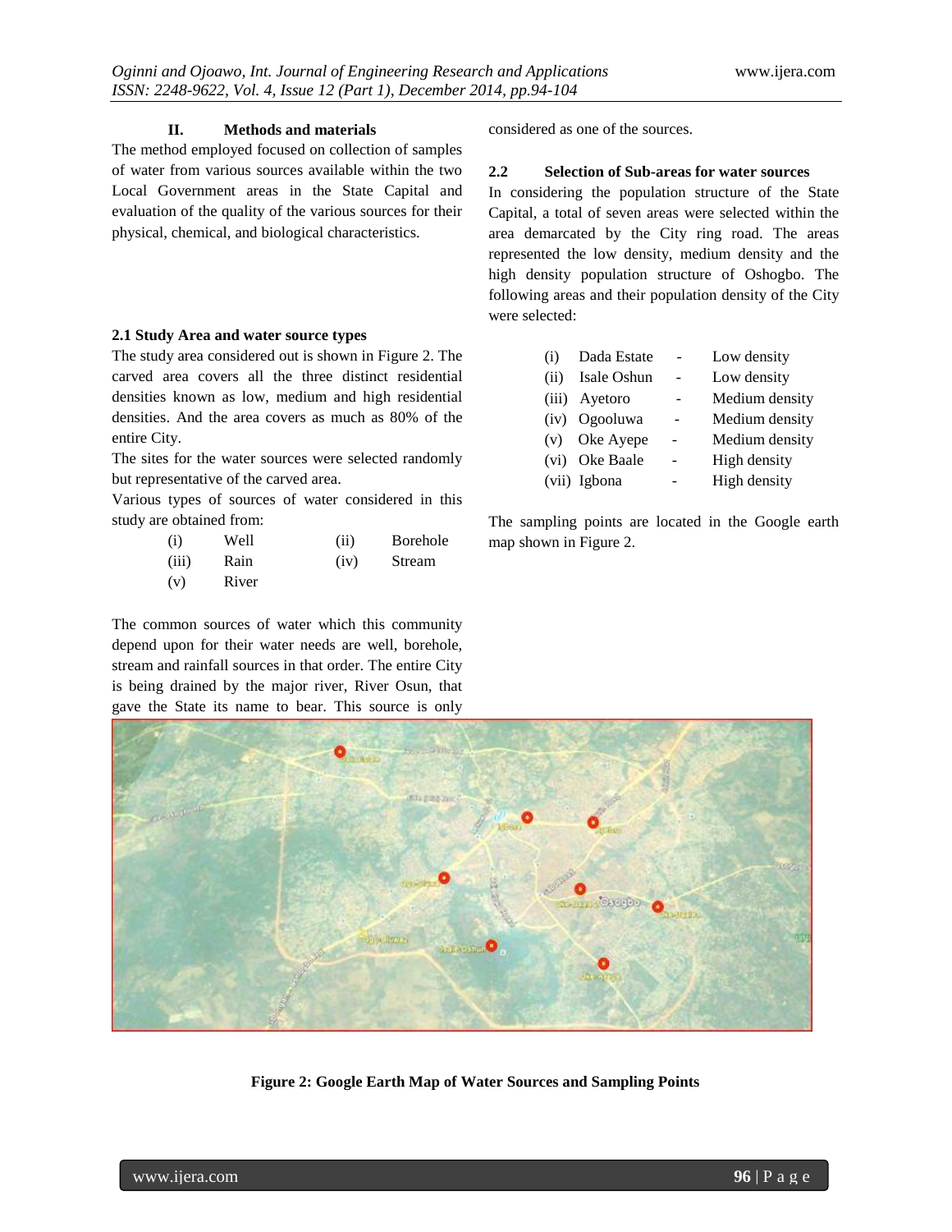## II. Methods and materials

The method employed focused on collection of samples of water from various sources available within the two Local Government areas in the State Capital and evaluation of the quality of the various sources for their physical, chemical, and biological characteristics.

### 2.1 Study Area and water source types

The study area considered out is shown in Figure 2. The carved area covers all the three distinct residential densities known as low, medium and high residential densities. And the area covers as much as 80% of the entire City.

The sites for the water sources were selected randomly but representative of the carved area.

Various types of sources of water considered in this study are obtained from:

(i) Well (ii) Borehole
(iii) Rain (iv) Stream
(v) River

The common sources of water which this community depend upon for their water needs are well, borehole, stream and rainfall sources in that order. The entire City is being drained by the major river, River Osun, that gave the State its name to bear. This source is only considered as one of the sources.

### 2.2 Selection of Sub-areas for water sources

In considering the population structure of the State Capital, a total of seven areas were selected within the area demarcated by the City ring road. The areas represented the low density, medium density and the high density population structure of Oshogbo. The following areas and their population density of the City were selected:

(i) Dada Estate - Low density
(ii) Isale Oshun - Low density
(iii) Ayetoro - Medium density
(iv) Ogooluwa - Medium density
(v) Oke Ayepe - Medium density
(vi) Oke Baale - High density
(vii) Igbona - High density

The sampling points are located in the Google earth map shown in Figure 2.

**Figure 2: Google Earth Map of Water Sources and Sampling Points**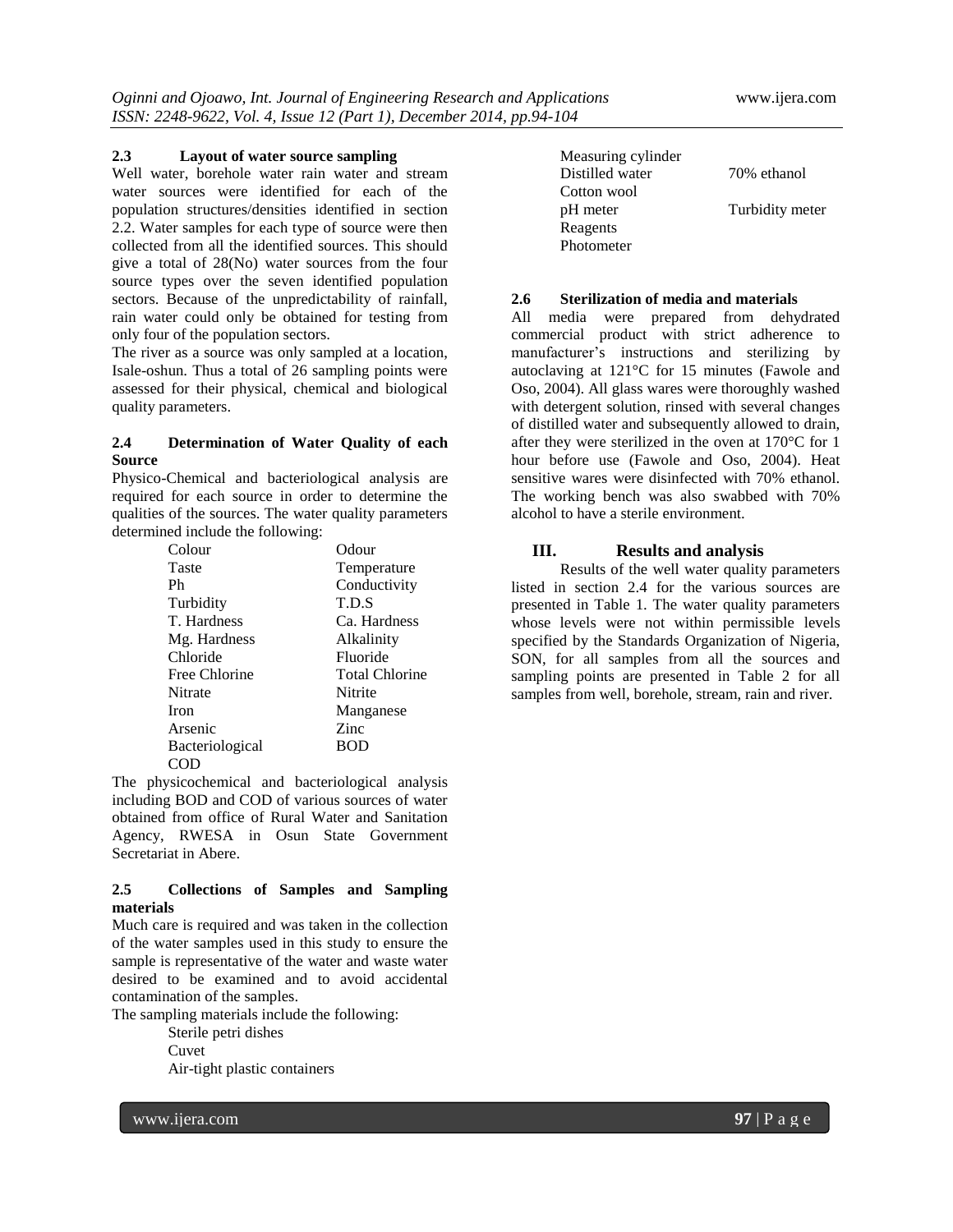### 2.3 Layout of water source sampling

Well water, borehole water rain water and stream water sources were identified for each of the population structures/densities identified in section 2.2. Water samples for each type of source were then collected from all the identified sources. This should give a total of 28(No) water sources from the four source types over the seven identified population sectors. Because of the unpredictability of rainfall, rain water could only be obtained for testing from only four of the population sectors.

The river as a source was only sampled at a location, Isale-oshun. Thus a total of 26 sampling points were assessed for their physical, chemical and biological quality parameters.

### 2.4 Determination of Water Quality of each Source

Physico-Chemical and bacteriological analysis are required for each source in order to determine the qualities of the sources. The water quality parameters determined include the following:

| | |
|---|---|
| Colour | Odour |
| Taste | Temperature |
| Ph | Conductivity |
| Turbidity | T.D.S |
| T. Hardness | Ca. Hardness |
| Mg. Hardness | Alkalinity |
| Chloride | Fluoride |
| Free Chlorine | Total Chlorine |
| Nitrate | Nitrite |
| Iron | Manganese |
| Arsenic | Zinc |
| Bacteriological | BOD |
| COD | |

The physicochemical and bacteriological analysis including BOD and COD of various sources of water obtained from office of Rural Water and Sanitation Agency, RWESA in Osun State Government Secretariat in Abere.

### 2.5 Collections of Samples and Sampling materials

Much care is required and was taken in the collection of the water samples used in this study to ensure the sample is representative of the water and waste water desired to be examined and to avoid accidental contamination of the samples.

The sampling materials include the following:

| | |
|---|---|
| Sterile petri dishes | |
| Cuvet | |
| Air-tight plastic containers | |
| Measuring cylinder | |
| Distilled water | 70% ethanol |
| Cotton wool | |
| pH meter | Turbidity meter |
| Reagents | |
| Photometer | |

### 2.6 Sterilization of media and materials

All media were prepared from dehydrated commercial product with strict adherence to manufacturer's instructions and sterilizing by autoclaving at 121°C for 15 minutes (Fawole and Oso, 2004). All glass wares were thoroughly washed with detergent solution, rinsed with several changes of distilled water and subsequently allowed to drain, after they were sterilized in the oven at 170°C for 1 hour before use (Fawole and Oso, 2004). Heat sensitive wares were disinfected with 70% ethanol. The working bench was also swabbed with 70% alcohol to have a sterile environment.

## III. Results and analysis

Results of the well water quality parameters listed in section 2.4 for the various sources are presented in Table 1. The water quality parameters whose levels were not within permissible levels specified by the Standards Organization of Nigeria, SON, for all samples from all the sources and sampling points are presented in Table 2 for all samples from well, borehole, stream, rain and river.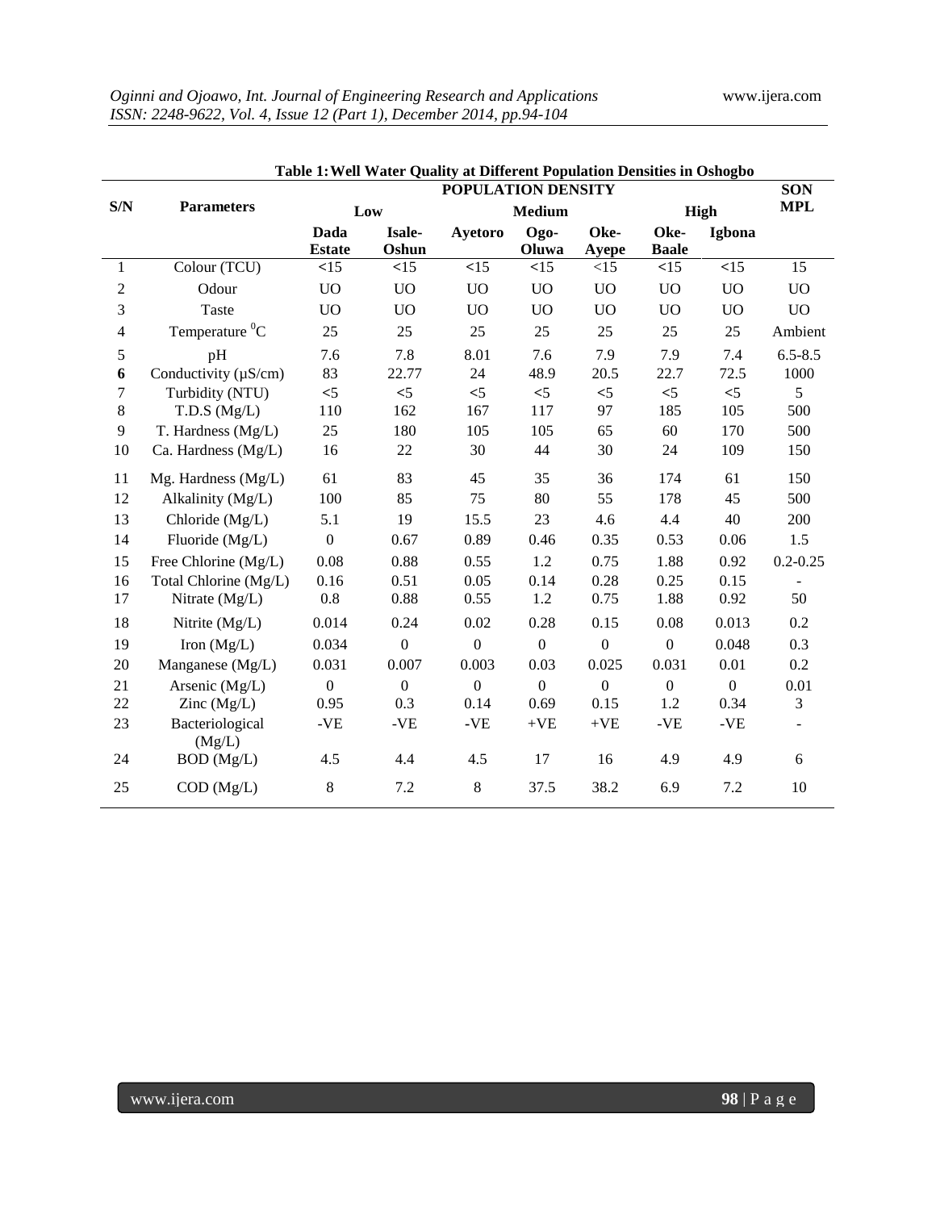**Table 1: Well Water Quality at Different Population Densities in Oshogbo**

| S/N | Parameters | POPULATION DENSITY | | | | | | | SON MPL |
|---|---|---|---|---|---|---|---|---|---|
| | | Low | | Medium | | | High | | |
| | | Dada Estate | Isale-Oshun | Ayetoro | Ogo-Oluwa | Oke-Ayepe | Oke-Baale | Igbona | |
| 1 | Colour (TCU) | <15 | <15 | <15 | <15 | <15 | <15 | <15 | 15 |
| 2 | Odour | UO | UO | UO | UO | UO | UO | UO | UO |
| 3 | Taste | UO | UO | UO | UO | UO | UO | UO | UO |
| 4 | Temperature $^0$C | 25 | 25 | 25 | 25 | 25 | 25 | 25 | Ambient |
| 5 | pH | 7.6 | 7.8 | 8.01 | 7.6 | 7.9 | 7.9 | 7.4 | 6.5-8.5 |
| **6** | Conductivity (μS/cm) | 83 | 22.77 | 24 | 48.9 | 20.5 | 22.7 | 72.5 | 1000 |
| 7 | Turbidity (NTU) | <5 | <5 | <5 | <5 | <5 | <5 | <5 | 5 |
| 8 | T.D.S (Mg/L) | 110 | 162 | 167 | 117 | 97 | 185 | 105 | 500 |
| 9 | T. Hardness (Mg/L) | 25 | 180 | 105 | 105 | 65 | 60 | 170 | 500 |
| 10 | Ca. Hardness (Mg/L) | 16 | 22 | 30 | 44 | 30 | 24 | 109 | 150 |
| 11 | Mg. Hardness (Mg/L) | 61 | 83 | 45 | 35 | 36 | 174 | 61 | 150 |
| 12 | Alkalinity (Mg/L) | 100 | 85 | 75 | 80 | 55 | 178 | 45 | 500 |
| 13 | Chloride (Mg/L) | 5.1 | 19 | 15.5 | 23 | 4.6 | 4.4 | 40 | 200 |
| 14 | Fluoride (Mg/L) | 0 | 0.67 | 0.89 | 0.46 | 0.35 | 0.53 | 0.06 | 1.5 |
| 15 | Free Chlorine (Mg/L) | 0.08 | 0.88 | 0.55 | 1.2 | 0.75 | 1.88 | 0.92 | 0.2-0.25 |
| 16 | Total Chlorine (Mg/L) | 0.16 | 0.51 | 0.05 | 0.14 | 0.28 | 0.25 | 0.15 | - |
| 17 | Nitrate (Mg/L) | 0.8 | 0.88 | 0.55 | 1.2 | 0.75 | 1.88 | 0.92 | 50 |
| 18 | Nitrite (Mg/L) | 0.014 | 0.24 | 0.02 | 0.28 | 0.15 | 0.08 | 0.013 | 0.2 |
| 19 | Iron (Mg/L) | 0.034 | 0 | 0 | 0 | 0 | 0 | 0.048 | 0.3 |
| 20 | Manganese (Mg/L) | 0.031 | 0.007 | 0.003 | 0.03 | 0.025 | 0.031 | 0.01 | 0.2 |
| 21 | Arsenic (Mg/L) | 0 | 0 | 0 | 0 | 0 | 0 | 0 | 0.01 |
| 22 | Zinc (Mg/L) | 0.95 | 0.3 | 0.14 | 0.69 | 0.15 | 1.2 | 0.34 | 3 |
| 23 | Bacteriological (Mg/L) | -VE | -VE | -VE | +VE | +VE | -VE | -VE | - |
| 24 | BOD (Mg/L) | 4.5 | 4.4 | 4.5 | 17 | 16 | 4.9 | 4.9 | 6 |
| 25 | COD (Mg/L) | 8 | 7.2 | 8 | 37.5 | 38.2 | 6.9 | 7.2 | 10 |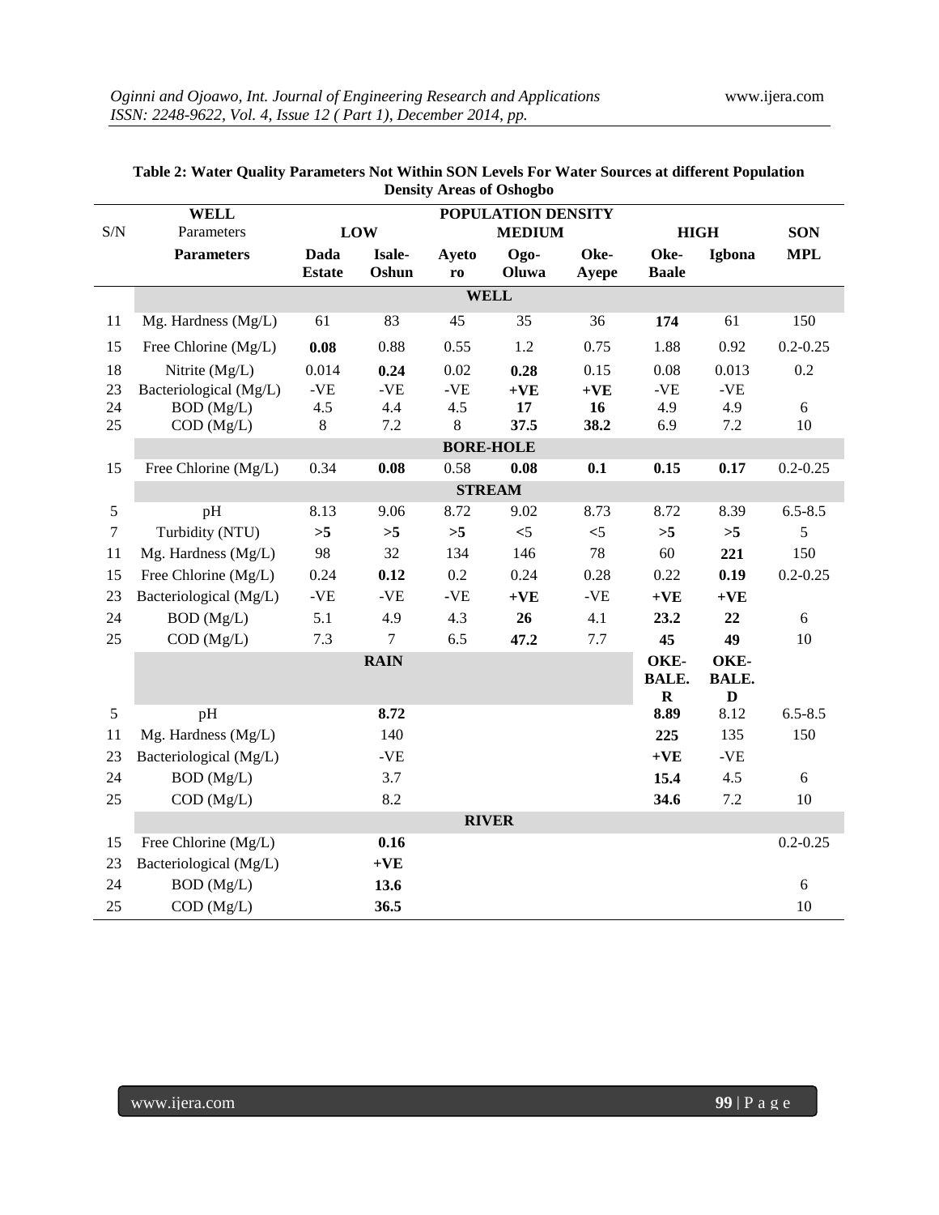**Table 2: Water Quality Parameters Not Within SON Levels For Water Sources at different Population Density Areas of Oshogbo**

| | WELL | POPULATION DENSITY | | | | | | | |
|---|---|---|---|---|---|---|---|---|---|
| S/N | Parameters | LOW | | MEDIUM | | | HIGH | | SON |
| | **Parameters** | **Dada Estate** | **Isale-Oshun** | **Ayetoro** | **Ogo-Oluwa** | **Oke-Ayepe** | **Oke-Baale** | **Igbona** | **MPL** |
| | | | | | **WELL** | | | | |
| 11 | Mg. Hardness (Mg/L) | 61 | 83 | 45 | 35 | 36 | **174** | 61 | 150 |
| 15 | Free Chlorine (Mg/L) | **0.08** | 0.88 | 0.55 | 1.2 | 0.75 | 1.88 | 0.92 | 0.2-0.25 |
| 18 | Nitrite (Mg/L) | 0.014 | **0.24** | 0.02 | **0.28** | 0.15 | 0.08 | 0.013 | 0.2 |
| 23 | Bacteriological (Mg/L) | -VE | -VE | -VE | **+VE** | **+VE** | -VE | -VE | |
| 24 | BOD (Mg/L) | 4.5 | 4.4 | 4.5 | **17** | **16** | 4.9 | 4.9 | 6 |
| 25 | COD (Mg/L) | 8 | 7.2 | 8 | **37.5** | **38.2** | 6.9 | 7.2 | 10 |
| | | | | | **BORE-HOLE** | | | | |
| 15 | Free Chlorine (Mg/L) | 0.34 | **0.08** | 0.58 | **0.08** | **0.1** | **0.15** | **0.17** | 0.2-0.25 |
| | | | | | **STREAM** | | | | |
| 5 | pH | 8.13 | 9.06 | 8.72 | 9.02 | 8.73 | 8.72 | 8.39 | 6.5-8.5 |
| 7 | Turbidity (NTU) | **>5** | **>5** | **>5** | <5 | <5 | **>5** | **>5** | 5 |
| 11 | Mg. Hardness (Mg/L) | 98 | 32 | 134 | 146 | 78 | 60 | **221** | 150 |
| 15 | Free Chlorine (Mg/L) | 0.24 | **0.12** | 0.2 | 0.24 | 0.28 | 0.22 | **0.19** | 0.2-0.25 |
| 23 | Bacteriological (Mg/L) | -VE | -VE | -VE | **+VE** | -VE | **+VE** | **+VE** | |
| 24 | BOD (Mg/L) | 5.1 | 4.9 | 4.3 | **26** | 4.1 | **23.2** | **22** | 6 |
| 25 | COD (Mg/L) | 7.3 | 7 | 6.5 | **47.2** | 7.7 | **45** | **49** | 10 |
| | | | **RAIN** | | | | **OKE-BALE. R** | **OKE-BALE. D** | |
| 5 | pH | | **8.72** | | | | **8.89** | 8.12 | 6.5-8.5 |
| 11 | Mg. Hardness (Mg/L) | | 140 | | | | **225** | 135 | 150 |
| 23 | Bacteriological (Mg/L) | | -VE | | | | **+VE** | -VE | |
| 24 | BOD (Mg/L) | | 3.7 | | | | **15.4** | 4.5 | 6 |
| 25 | COD (Mg/L) | | 8.2 | | | | **34.6** | 7.2 | 10 |
| | | | | | **RIVER** | | | | |
| 15 | Free Chlorine (Mg/L) | | **0.16** | | | | | | 0.2-0.25 |
| 23 | Bacteriological (Mg/L) | | **+VE** | | | | | | |
| 24 | BOD (Mg/L) | | **13.6** | | | | | | 6 |
| 25 | COD (Mg/L) | | **36.5** | | | | | | 10 |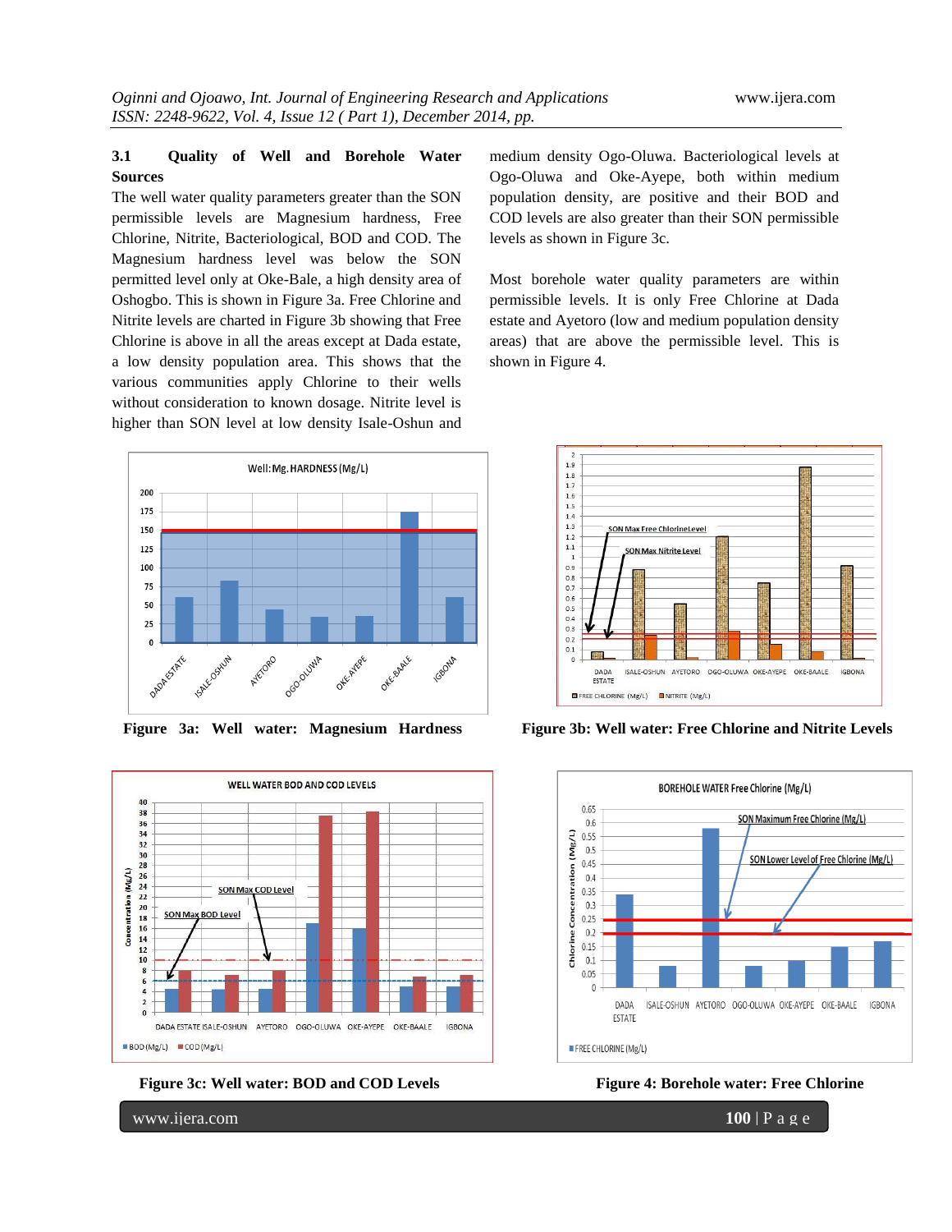### 3.1 Quality of Well and Borehole Water Sources

The well water quality parameters greater than the SON permissible levels are Magnesium hardness, Free Chlorine, Nitrite, Bacteriological, BOD and COD. The Magnesium hardness level was below the SON permitted level only at Oke-Bale, a high density area of Oshogbo. This is shown in Figure 3a. Free Chlorine and Nitrite levels are charted in Figure 3b showing that Free Chlorine is above in all the areas except at Dada estate, a low density population area. This shows that the various communities apply Chlorine to their wells without consideration to known dosage. Nitrite level is higher than SON level at low density Isale-Oshun and medium density Ogo-Oluwa. Bacteriological levels at Ogo-Oluwa and Oke-Ayepe, both within medium population density, are positive and their BOD and COD levels are also greater than their SON permissible levels as shown in Figure 3c.

Most borehole water quality parameters are within permissible levels. It is only Free Chlorine at Dada estate and Ayetoro (low and medium population density areas) that are above the permissible level. This is shown in Figure 4.

Well:Mg.HARDNESS (Mg/L)
200
175
150
125
100
75
50
25
0
DADA ESTATE
ISALE-OSHUN
AYETORO
OGO-OLUWA
OKE-AYEPE
OKE-BAALE
IGBONA

**Figure 3a: Well water: Magnesium Hardness**

2
1.9
1.8
1.7
1.6
1.5
1.4
1.3
1.2
1.1
1
0.9
0.8
0.7
0.6
0.5
0.4
0.3
0.2
0.1
0
SON Max Free Chlorine Level
SON Max Nitrite Level
DADA ESTATE
ISALE-OSHUN
AYETORO
OGO-OLUWA
OKE-AYEPE
OKE-BAALE
IGBONA
FREE CHLORINE (Mg/L)
NITRITE (Mg/L)

**Figure 3b: Well water: Free Chlorine and Nitrite Levels**

WELL WATER BOD AND COD LEVELS
Concentration (Mg/L)
40
38
36
34
32
30
28
26
24
22
20
18
16
14
12
10
8
6
4
2
0
SON Max COD Level
SON Max BOD Level
DADA ESTATE
ISALE-OSHUN
AYETORO
OGO-OLUWA
OKE-AYEPE
OKE-BAALE
IGBONA
BOD (Mg/L)
COD (Mg/L)

**Figure 3c: Well water: BOD and COD Levels**

BOREHOLE WATER Free Chlorine (Mg/L)
Chlorine Concentration (Mg/L)
0.65
0.6
0.55
0.5
0.45
0.4
0.35
0.3
0.25
0.2
0.15
0.1
0.05
0
SON Maximum Free Chlorine (Mg/L)
SON Lower Level of Free Chlorine (Mg/L)
DADA ESTATE
ISALE-OSHUN
AYETORO
OGO-OLUWA
OKE-AYEPE
OKE-BAALE
IGBONA
FREE CHLORINE (Mg/L)

**Figure 4: Borehole water: Free Chlorine**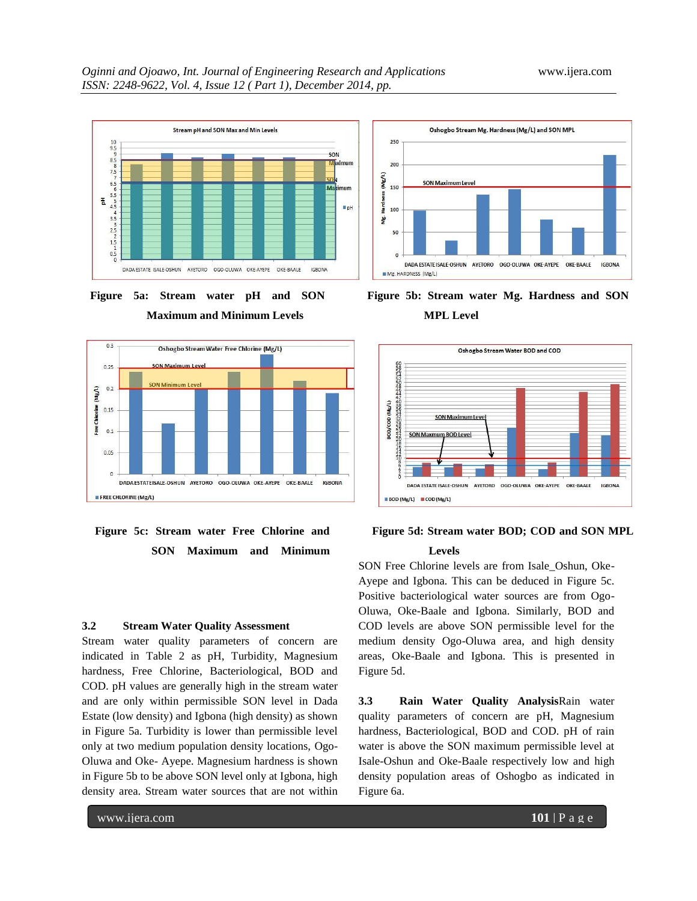Stream pH and SON Max and Min Levels

pH

10
9.5
9
8.5
8
7.5
7
6.5
6
5.5
5
4.5
4
3.5
3
2.5
2
1.5
1
0.5
0

SON Maximum

SON Maximum

pH

DADA ESTATE ISALE-OSHUN AYETORO OGO-OLUWA OKE-AYEPE OKE-BAALE IGBONA

**Figure 5a: Stream water pH and SON Maximum and Minimum Levels**

Oshogbo Stream Mg. Hardness (Mg/L) and SON MPL

Mg. Hardness (Mg/L)

250
200
150
100
50
0

SON Maximum Level

DADA ESTATE ISALE-OSHUN AYETORO OGO-OLUWA OKE-AYEPE OKE-BAALE IGBONA

Mg. HARDNESS (Mg/L)

**Figure 5b: Stream water Mg. Hardness and SON MPL Level**

Oshogbo Stream Water Free Chlorine (Mg/L)

Free Chlorine (Mg/L)

0.3
0.25
0.2
0.15
0.1
0.05
0

SON Maximum Level

SON Minimum Level

DADA ESTATE ISALE-OSHUN AYETORO OGO-OLUWA OKE-AYEPE OKE-BAALE IGBONA

FREE CHLORINE (Mg/L)

**Figure 5c: Stream water Free Chlorine and SON Maximum and Minimum**

Oshogbo Stream Water BOD and COD

BOD/COD (Mg/L)

SON Maximum Level

SON Maxmum BOD Level

DADA ESTATE ISALE-OSHUN AYETORO OGO-OLUWA OKE-AYEPE OKE-BAALE IGBONA

BOD (Mg/L) COD (Mg/L)

**Figure 5d: Stream water BOD; COD and SON MPL Levels**

### 3.2 Stream Water Quality Assessment

Stream water quality parameters of concern are indicated in Table 2 as pH, Turbidity, Magnesium hardness, Free Chlorine, Bacteriological, BOD and COD. pH values are generally high in the stream water and are only within permissible SON level in Dada Estate (low density) and Igbona (high density) as shown in Figure 5a. Turbidity is lower than permissible level only at two medium population density locations, Ogo-Oluwa and Oke- Ayepe. Magnesium hardness is shown in Figure 5b to be above SON level only at Igbona, high density area. Stream water sources that are not within SON Free Chlorine levels are from Isale_Oshun, Oke-Ayepe and Igbona. This can be deduced in Figure 5c. Positive bacteriological water sources are from Ogo-Oluwa, Oke-Baale and Igbona. Similarly, BOD and COD levels are above SON permissible level for the medium density Ogo-Oluwa area, and high density areas, Oke-Baale and Igbona. This is presented in Figure 5d.

### 3.3 Rain Water Quality Analysis

Rain water quality parameters of concern are pH, Magnesium hardness, Bacteriological, BOD and COD. pH of rain water is above the SON maximum permissible level at Isale-Oshun and Oke-Baale respectively low and high density population areas of Oshogbo as indicated in Figure 6a.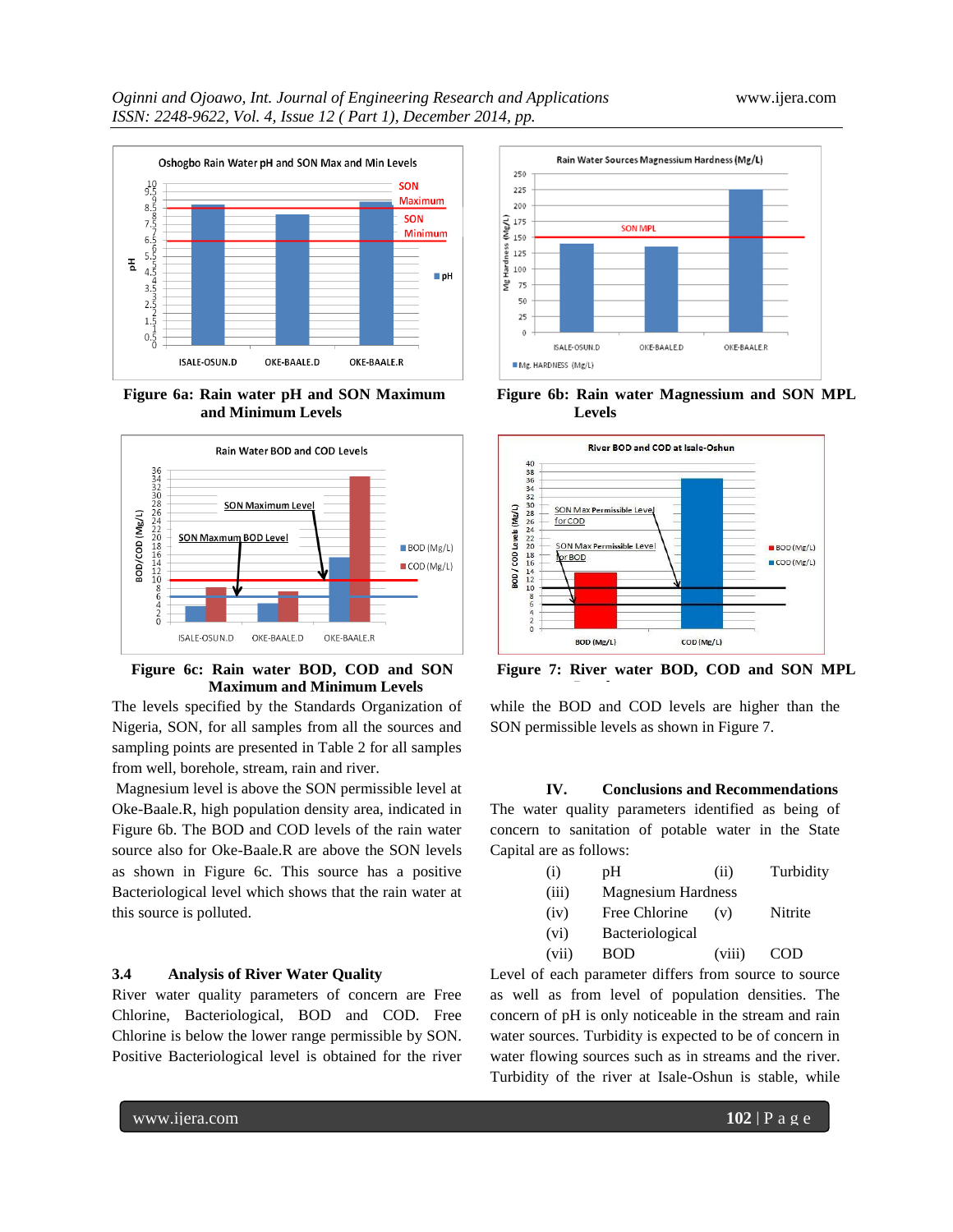Oshogbo Rain Water pH and SON Max and Min Levels

SON Maximum

SON Minimum

pH

10 9.5 9 8.5 8 7.5 7 6.5 6 5.5 5 4.5 4 3.5 3 2.5 2 1.5 1 0.5 0

ISALE-OSUN.D OKE-BAALE.D OKE-BAALE.R

Figure 6a: Rain water pH and SON Maximum and Minimum Levels

Rain Water Sources Magnessium Hardness (Mg/L)

Mg Hardness (Mg/L)

250 225 200 175 150 125 100 75 50 25 0

SON MPL

ISALE-OSUN.D OKE-BAALE.D OKE-BAALE.R

Mg. HARDNESS (Mg/L)

Figure 6b: Rain water Magnessium and SON MPL Levels

Rain Water BOD and COD Levels

BOD/COD (Mg/L)

36 34 32 30 28 26 24 22 20 18 16 14 12 10 8 6 4 2 0

SON Maximum Level

SON Maxmum BOD Level

BOD (Mg/L)

COD (Mg/L)

ISALE-OSUN.D OKE-BAALE.D OKE-BAALE.R

Figure 6c: Rain water BOD, COD and SON Maximum and Minimum Levels

River BOD and COD at Isale-Oshun

BOD / COD Levels (Mg/L)

40 38 36 34 32 30 28 26 24 22 20 18 16 14 12 10 8 6 4 2 0

SON Max Permissible Level for COD

SON Max Permissible Level for BOD

BOD (Mg/L)

COD (Mg/L)

BOD (Mg/L) COD (Mg/L)

Figure 7: River water BOD, COD and SON MPL Levels

The levels specified by the Standards Organization of Nigeria, SON, for all samples from all the sources and sampling points are presented in Table 2 for all samples from well, borehole, stream, rain and river.

Magnesium level is above the SON permissible level at Oke-Baale.R, high population density area, indicated in Figure 6b. The BOD and COD levels of the rain water source also for Oke-Baale.R are above the SON levels as shown in Figure 6c. This source has a positive Bacteriological level which shows that the rain water at this source is polluted.

### 3.4 Analysis of River Water Quality

River water quality parameters of concern are Free Chlorine, Bacteriological, BOD and COD. Free Chlorine is below the lower range permissible by SON. Positive Bacteriological level is obtained for the river while the BOD and COD levels are higher than the SON permissible levels as shown in Figure 7.

## IV. Conclusions and Recommendations

The water quality parameters identified as being of concern to sanitation of potable water in the State Capital are as follows:

(i) pH (ii) Turbidity
(iii) Magnesium Hardness
(iv) Free Chlorine (v) Nitrite
(vi) Bacteriological
(vii) BOD (viii) COD

Level of each parameter differs from source to source as well as from level of population densities. The concern of pH is only noticeable in the stream and rain water sources. Turbidity is expected to be of concern in water flowing sources such as in streams and the river. Turbidity of the river at Isale-Oshun is stable, while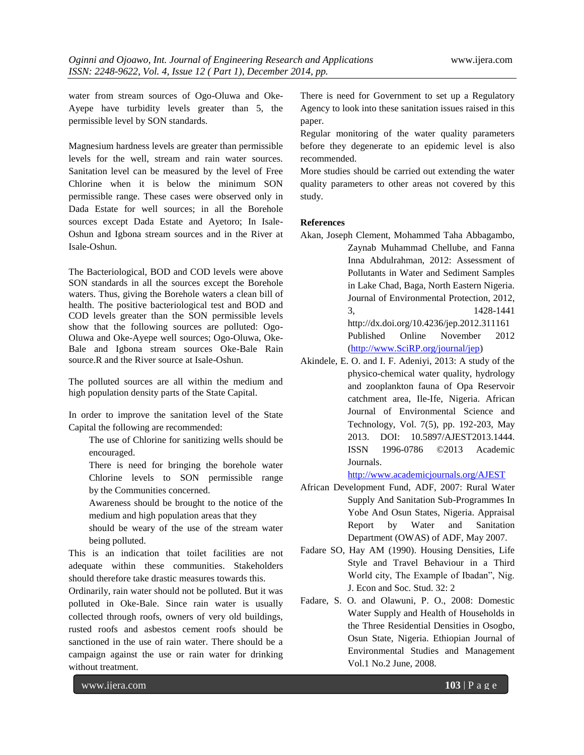water from stream sources of Ogo-Oluwa and Oke-Ayepe have turbidity levels greater than 5, the permissible level by SON standards.

Magnesium hardness levels are greater than permissible levels for the well, stream and rain water sources. Sanitation level can be measured by the level of Free Chlorine when it is below the minimum SON permissible range. These cases were observed only in Dada Estate for well sources; in all the Borehole sources except Dada Estate and Ayetoro; In Isale-Oshun and Igbona stream sources and in the River at Isale-Oshun.

The Bacteriological, BOD and COD levels were above SON standards in all the sources except the Borehole waters. Thus, giving the Borehole waters a clean bill of health. The positive bacteriological test and BOD and COD levels greater than the SON permissible levels show that the following sources are polluted: Ogo-Oluwa and Oke-Ayepe well sources; Ogo-Oluwa, Oke-Bale and Igbona stream sources Oke-Bale Rain source.R and the River source at Isale-Oshun.

The polluted sources are all within the medium and high population density parts of the State Capital.

In order to improve the sanitation level of the State Capital the following are recommended:

The use of Chlorine for sanitizing wells should be encouraged.

There is need for bringing the borehole water Chlorine levels to SON permissible range by the Communities concerned.

Awareness should be brought to the notice of the medium and high population areas that they should be weary of the use of the stream water being polluted.

This is an indication that toilet facilities are not adequate within these communities. Stakeholders should therefore take drastic measures towards this.

Ordinarily, rain water should not be polluted. But it was polluted in Oke-Bale. Since rain water is usually collected through roofs, owners of very old buildings, rusted roofs and asbestos cement roofs should be sanctioned in the use of rain water. There should be a campaign against the use or rain water for drinking without treatment.

There is need for Government to set up a Regulatory Agency to look into these sanitation issues raised in this paper.

Regular monitoring of the water quality parameters before they degenerate to an epidemic level is also recommended.

More studies should be carried out extending the water quality parameters to other areas not covered by this study.

**References**

Akan, Joseph Clement, Mohammed Taha Abbagambo, Zaynab Muhammad Chellube, and Fanna Inna Abdulrahman, 2012: Assessment of Pollutants in Water and Sediment Samples in Lake Chad, Baga, North Eastern Nigeria. Journal of Environmental Protection, 2012, 3, 1428-1441 http://dx.doi.org/10.4236/jep.2012.311161 Published Online November 2012 (http://www.SciRP.org/journal/jep)

Akindele, E. O. and I. F. Adeniyi, 2013: A study of the physico-chemical water quality, hydrology and zooplankton fauna of Opa Reservoir catchment area, Ile-Ife, Nigeria. African Journal of Environmental Science and Technology, Vol. 7(5), pp. 192-203, May 2013. DOI: 10.5897/AJEST2013.1444. ISSN 1996-0786 ©2013 Academic Journals. http://www.academicjournals.org/AJEST

African Development Fund, ADF, 2007: Rural Water Supply And Sanitation Sub-Programmes In Yobe And Osun States, Nigeria. Appraisal Report by Water and Sanitation Department (OWAS) of ADF, May 2007.

Fadare SO, Hay AM (1990). Housing Densities, Life Style and Travel Behaviour in a Third World city, The Example of Ibadan", Nig. J. Econ and Soc. Stud. 32: 2

Fadare, S. O. and Olawuni, P. O., 2008: Domestic Water Supply and Health of Households in the Three Residential Densities in Osogbo, Osun State, Nigeria. Ethiopian Journal of Environmental Studies and Management Vol.1 No.2 June, 2008.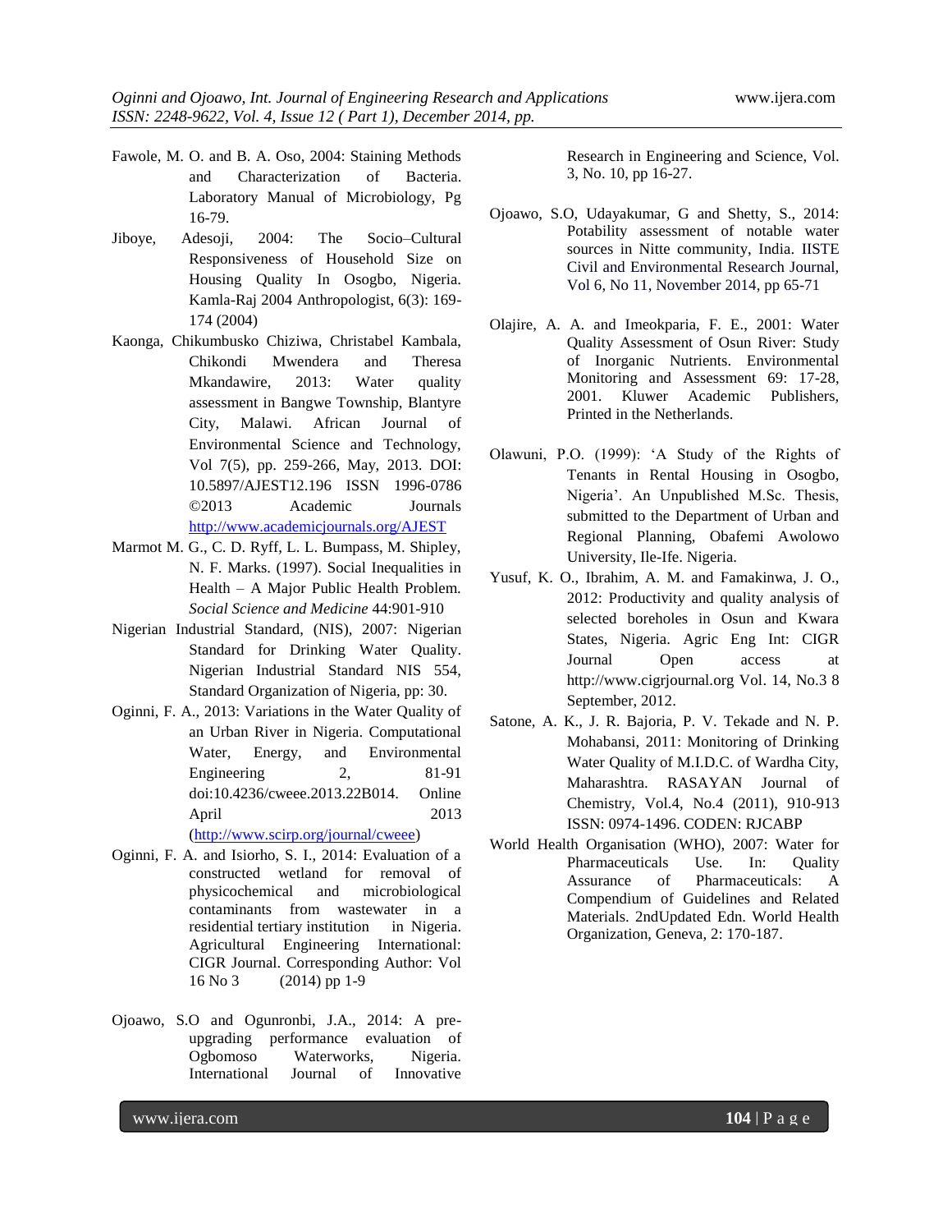Fawole, M. O. and B. A. Oso, 2004: Staining Methods and Characterization of Bacteria. Laboratory Manual of Microbiology, Pg 16-79.

Jiboye, Adesoji, 2004: The Socio–Cultural Responsiveness of Household Size on Housing Quality In Osogbo, Nigeria. Kamla-Raj 2004 Anthropologist, 6(3): 169-174 (2004)

Kaonga, Chikumbusko Chiziwa, Christabel Kambala, Chikondi Mwendera and Theresa Mkandawire, 2013: Water quality assessment in Bangwe Township, Blantyre City, Malawi. African Journal of Environmental Science and Technology, Vol 7(5), pp. 259-266, May, 2013. DOI: 10.5897/AJEST12.196 ISSN 1996-0786 ©2013 Academic Journals http://www.academicjournals.org/AJEST

Marmot M. G., C. D. Ryff, L. L. Bumpass, M. Shipley, N. F. Marks. (1997). Social Inequalities in Health – A Major Public Health Problem. *Social Science and Medicine* 44:901-910

Nigerian Industrial Standard, (NIS), 2007: Nigerian Standard for Drinking Water Quality. Nigerian Industrial Standard NIS 554, Standard Organization of Nigeria, pp: 30.

Oginni, F. A., 2013: Variations in the Water Quality of an Urban River in Nigeria. Computational Water, Energy, and Environmental Engineering 2, 81-91 doi:10.4236/cweee.2013.22B014. Online April 2013 (http://www.scirp.org/journal/cweee)

Oginni, F. A. and Isiorho, S. I., 2014: Evaluation of a constructed wetland for removal of physicochemical and microbiological contaminants from wastewater in a residential tertiary institution in Nigeria. Agricultural Engineering International: CIGR Journal. Corresponding Author: Vol 16 No 3 (2014) pp 1-9

Ojoawo, S.O and Ogunronbi, J.A., 2014: A pre-upgrading performance evaluation of Ogbomoso Waterworks, Nigeria. International Journal of Innovative Research in Engineering and Science, Vol. 3, No. 10, pp 16-27.

Ojoawo, S.O, Udayakumar, G and Shetty, S., 2014: Potability assessment of notable water sources in Nitte community, India. IISTE Civil and Environmental Research Journal, Vol 6, No 11, November 2014, pp 65-71

Olajire, A. A. and Imeokparia, F. E., 2001: Water Quality Assessment of Osun River: Study of Inorganic Nutrients. Environmental Monitoring and Assessment 69: 17-28, 2001. Kluwer Academic Publishers, Printed in the Netherlands.

Olawuni, P.O. (1999): 'A Study of the Rights of Tenants in Rental Housing in Osogbo, Nigeria'. An Unpublished M.Sc. Thesis, submitted to the Department of Urban and Regional Planning, Obafemi Awolowo University, Ile-Ife. Nigeria.

Yusuf, K. O., Ibrahim, A. M. and Famakinwa, J. O., 2012: Productivity and quality analysis of selected boreholes in Osun and Kwara States, Nigeria. Agric Eng Int: CIGR Journal Open access at http://www.cigrjournal.org Vol. 14, No.3 8 September, 2012.

Satone, A. K., J. R. Bajoria, P. V. Tekade and N. P. Mohabansi, 2011: Monitoring of Drinking Water Quality of M.I.D.C. of Wardha City, Maharashtra. RASAYAN Journal of Chemistry, Vol.4, No.4 (2011), 910-913 ISSN: 0974-1496. CODEN: RJCABP

World Health Organisation (WHO), 2007: Water for Pharmaceuticals Use. In: Quality Assurance of Pharmaceuticals: A Compendium of Guidelines and Related Materials. 2ndUpdated Edn. World Health Organization, Geneva, 2: 170-187.